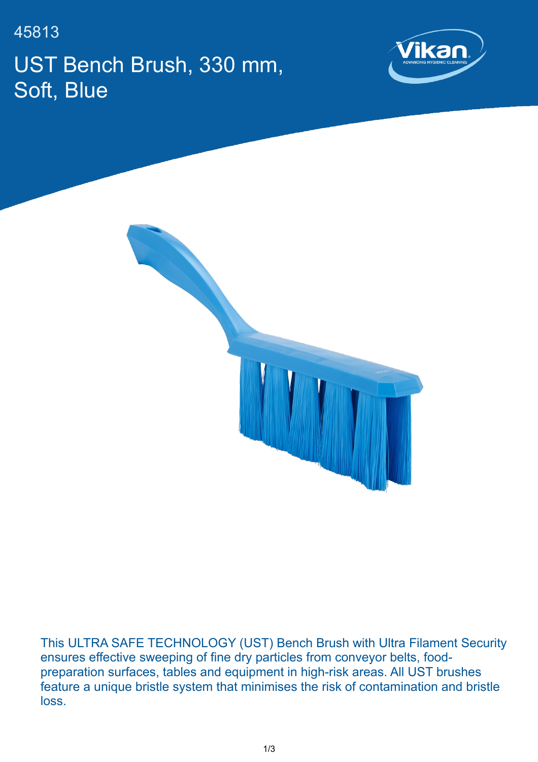45813

# UST Bench Brush, 330 mm, Soft, Blue

This ULTRA SAFE TECHNOLOGY (UST) Bench Brush with Ultra Filament Security ensures effective sweeping of fine dry particles from conveyor belts, food-preparation surfaces, tables and equipment in high-risk areas. All UST brushes feature a unique bristle system that minimises the risk of contamination and bristle loss.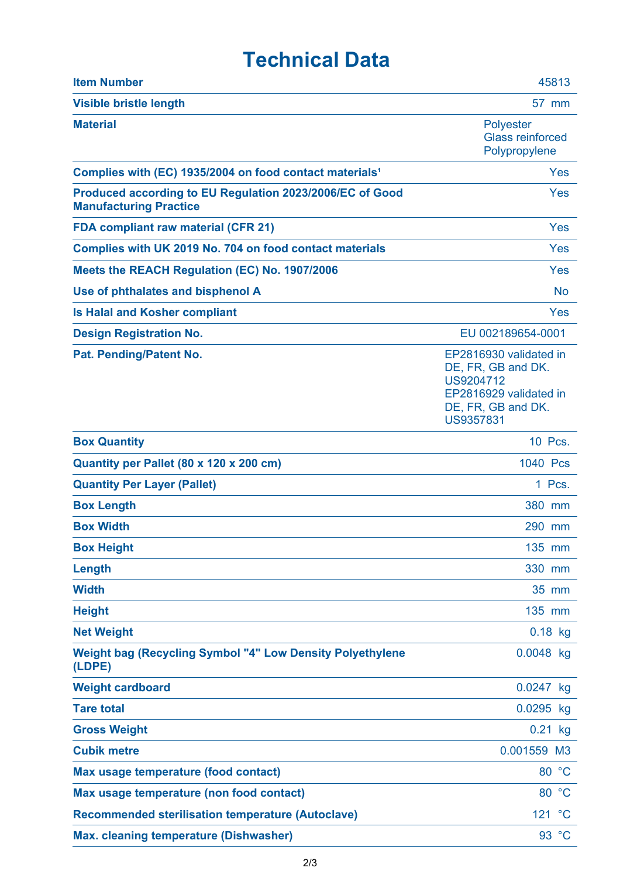# Technical Data

| | |
|---|---|
| **Item Number** | 45813 |
| **Visible bristle length** | 57 mm |
| **Material** | Polyester<br>Glass reinforced<br>Polypropylene |
| **Complies with (EC) 1935/2004 on food contact materials[1]** | Yes |
| **Produced according to EU Regulation 2023/2006/EC of Good Manufacturing Practice** | Yes |
| **FDA compliant raw material (CFR 21)** | Yes |
| **Complies with UK 2019 No. 704 on food contact materials** | Yes |
| **Meets the REACH Regulation (EC) No. 1907/2006** | Yes |
| **Use of phthalates and bisphenol A** | No |
| **Is Halal and Kosher compliant** | Yes |
| **Design Registration No.** | EU 002189654-0001 |
| **Pat. Pending/Patent No.** | EP2816930 validated in DE, FR, GB and DK.<br>US9204712<br>EP2816929 validated in DE, FR, GB and DK.<br>US9357831 |
| **Box Quantity** | 10 Pcs. |
| **Quantity per Pallet (80 x 120 x 200 cm)** | 1040 Pcs |
| **Quantity Per Layer (Pallet)** | 1 Pcs. |
| **Box Length** | 380 mm |
| **Box Width** | 290 mm |
| **Box Height** | 135 mm |
| **Length** | 330 mm |
| **Width** | 35 mm |
| **Height** | 135 mm |
| **Net Weight** | 0.18 kg |
| **Weight bag (Recycling Symbol "4" Low Density Polyethylene (LDPE)** | 0.0048 kg |
| **Weight cardboard** | 0.0247 kg |
| **Tare total** | 0.0295 kg |
| **Gross Weight** | 0.21 kg |
| **Cubik metre** | 0.001559 M3 |
| **Max usage temperature (food contact)** | 80 °C |
| **Max usage temperature (non food contact)** | 80 °C |
| **Recommended sterilisation temperature (Autoclave)** | 121 °C |
| **Max. cleaning temperature (Dishwasher)** | 93 °C |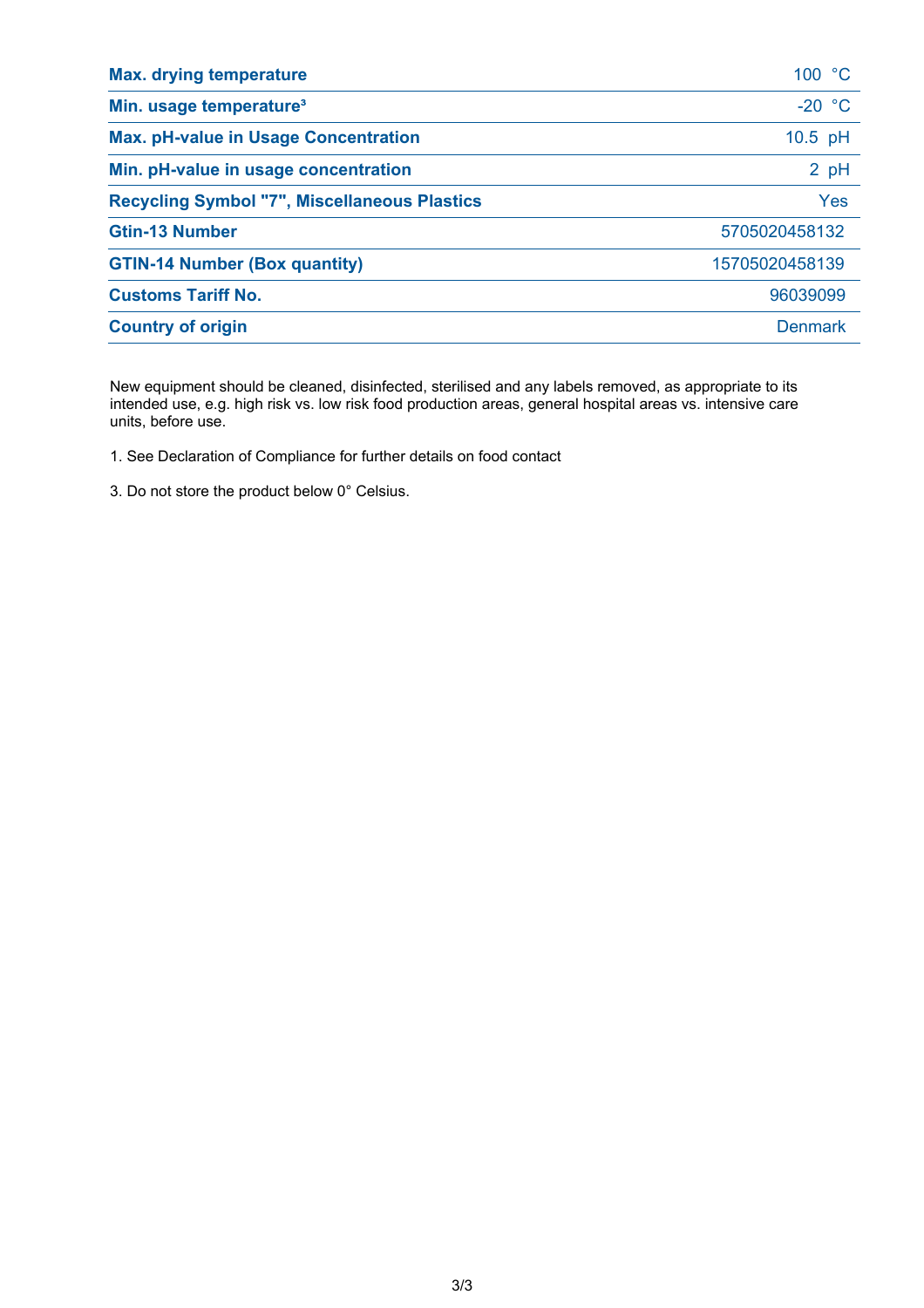| | |
|---|---|
| **Max. drying temperature** | 100 °C |
| **Min. usage temperature[3]** | -20 °C |
| **Max. pH-value in Usage Concentration** | 10.5 pH |
| **Min. pH-value in usage concentration** | 2 pH |
| **Recycling Symbol "7", Miscellaneous Plastics** | Yes |
| **Gtin-13 Number** | 5705020458132 |
| **GTIN-14 Number (Box quantity)** | 15705020458139 |
| **Customs Tariff No.** | 96039099 |
| **Country of origin** | Denmark |

New equipment should be cleaned, disinfected, sterilised and any labels removed, as appropriate to its intended use, e.g. high risk vs. low risk food production areas, general hospital areas vs. intensive care units, before use.

1. See Declaration of Compliance for further details on food contact

3. Do not store the product below 0° Celsius.